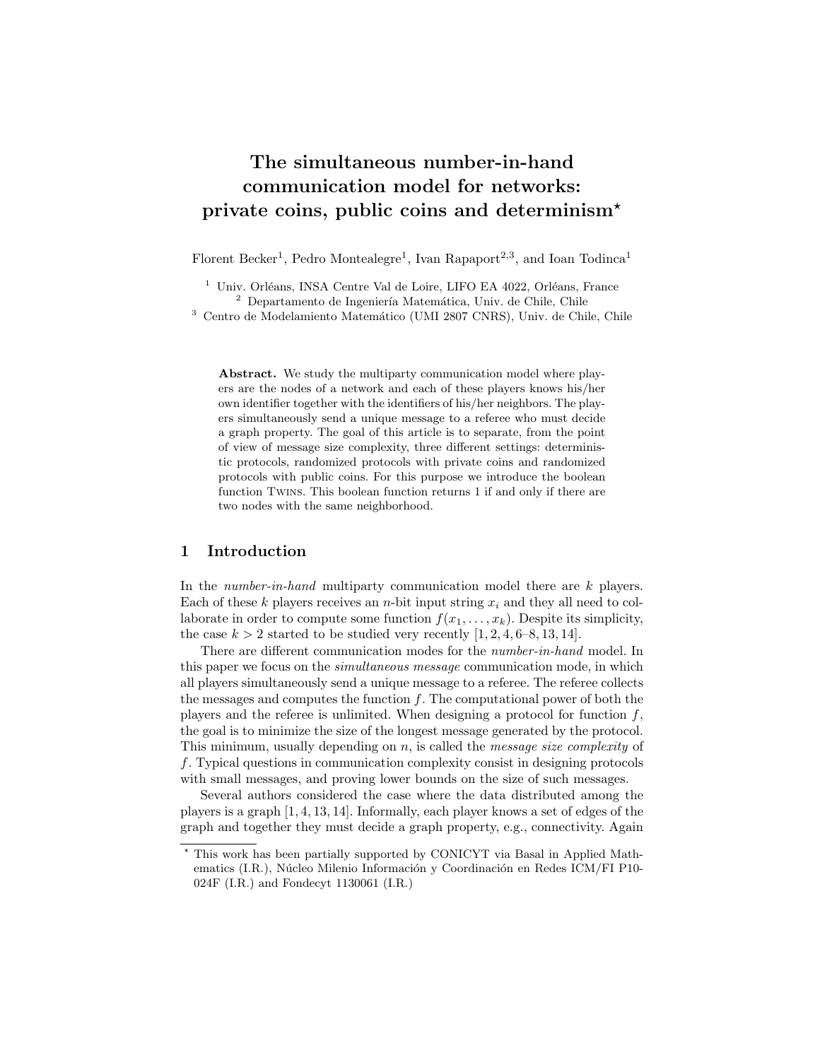# The simultaneous number-in-hand communication model for networks: private coins, public coins and determinism*

Florent Becker[1], Pedro Montealegre[1], Ivan Rapaport[2,3], and Ioan Todinca[1]

[1] Univ. Orléans, INSA Centre Val de Loire, LIFO EA 4022, Orléans, France
[2] Departamento de Ingeniería Matemática, Univ. de Chile, Chile
[3] Centro de Modelamiento Matemático (UMI 2807 CNRS), Univ. de Chile, Chile

**Abstract.** We study the multiparty communication model where players are the nodes of a network and each of these players knows his/her own identifier together with the identifiers of his/her neighbors. The players simultaneously send a unique message to a referee who must decide a graph property. The goal of this article is to separate, from the point of view of message size complexity, three different settings: deterministic protocols, randomized protocols with private coins and randomized protocols with public coins. For this purpose we introduce the boolean function Twins. This boolean function returns 1 if and only if there are two nodes with the same neighborhood.

## 1 Introduction

In the *number-in-hand* multiparty communication model there are $k$ players. Each of these $k$ players receives an $n$-bit input string $x_i$ and they all need to collaborate in order to compute some function $f(x_1, \ldots, x_k)$. Despite its simplicity, the case $k > 2$ started to be studied very recently [1, 2, 4, 6–8, 13, 14].

There are different communication modes for the *number-in-hand* model. In this paper we focus on the *simultaneous message* communication mode, in which all players simultaneously send a unique message to a referee. The referee collects the messages and computes the function $f$. The computational power of both the players and the referee is unlimited. When designing a protocol for function $f$, the goal is to minimize the size of the longest message generated by the protocol. This minimum, usually depending on $n$, is called the *message size complexity* of $f$. Typical questions in communication complexity consist in designing protocols with small messages, and proving lower bounds on the size of such messages.

Several authors considered the case where the data distributed among the players is a graph [1, 4, 13, 14]. Informally, each player knows a set of edges of the graph and together they must decide a graph property, e.g., connectivity. Again

* This work has been partially supported by CONICYT via Basal in Applied Mathematics (I.R.), Núcleo Milenio Información y Coordinación en Redes ICM/FI P10-024F (I.R.) and Fondecyt 1130061 (I.R.)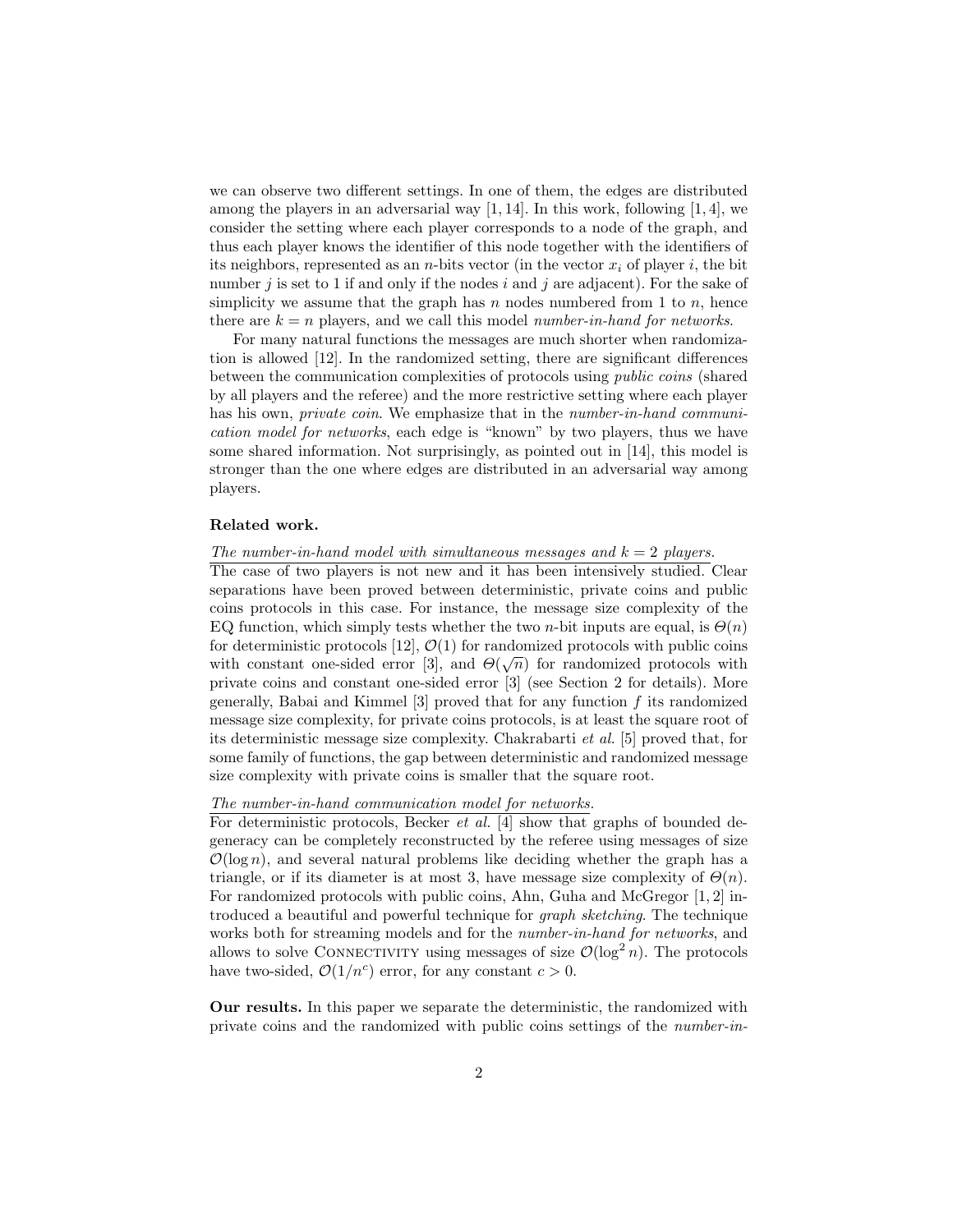we can observe two different settings. In one of them, the edges are distributed among the players in an adversarial way [1, 14]. In this work, following [1, 4], we consider the setting where each player corresponds to a node of the graph, and thus each player knows the identifier of this node together with the identifiers of its neighbors, represented as an $n$-bits vector (in the vector $x_i$ of player $i$, the bit number $j$ is set to 1 if and only if the nodes $i$ and $j$ are adjacent). For the sake of simplicity we assume that the graph has $n$ nodes numbered from 1 to $n$, hence there are $k = n$ players, and we call this model *number-in-hand for networks*.

For many natural functions the messages are much shorter when randomization is allowed [12]. In the randomized setting, there are significant differences between the communication complexities of protocols using *public coins* (shared by all players and the referee) and the more restrictive setting where each player has his own, *private coin*. We emphasize that in the *number-in-hand communication model for networks*, each edge is "known" by two players, thus we have some shared information. Not surprisingly, as pointed out in [14], this model is stronger than the one where edges are distributed in an adversarial way among players.

**Related work.**

*The number-in-hand model with simultaneous messages and $k = 2$ players.*
The case of two players is not new and it has been intensively studied. Clear separations have been proved between deterministic, private coins and public coins protocols in this case. For instance, the message size complexity of the EQ function, which simply tests whether the two $n$-bit inputs are equal, is $\Theta(n)$ for deterministic protocols [12], $\mathcal{O}(1)$ for randomized protocols with public coins with constant one-sided error [3], and $\Theta(\sqrt{n})$ for randomized protocols with private coins and constant one-sided error [3] (see Section 2 for details). More generally, Babai and Kimmel [3] proved that for any function $f$ its randomized message size complexity, for private coins protocols, is at least the square root of its deterministic message size complexity. Chakrabarti *et al.* [5] proved that, for some family of functions, the gap between deterministic and randomized message size complexity with private coins is smaller that the square root.

*The number-in-hand communication model for networks.*
For deterministic protocols, Becker *et al.* [4] show that graphs of bounded degeneracy can be completely reconstructed by the referee using messages of size $\mathcal{O}(\log n)$, and several natural problems like deciding whether the graph has a triangle, or if its diameter is at most 3, have message size complexity of $\Theta(n)$. For randomized protocols with public coins, Ahn, Guha and McGregor [1, 2] introduced a beautiful and powerful technique for *graph sketching*. The technique works both for streaming models and for the *number-in-hand for networks*, and allows to solve CONNECTIVITY using messages of size $\mathcal{O}(\log^2 n)$. The protocols have two-sided, $\mathcal{O}(1/n^c)$ error, for any constant $c > 0$.

**Our results.** In this paper we separate the deterministic, the randomized with private coins and the randomized with public coins settings of the *number-in-*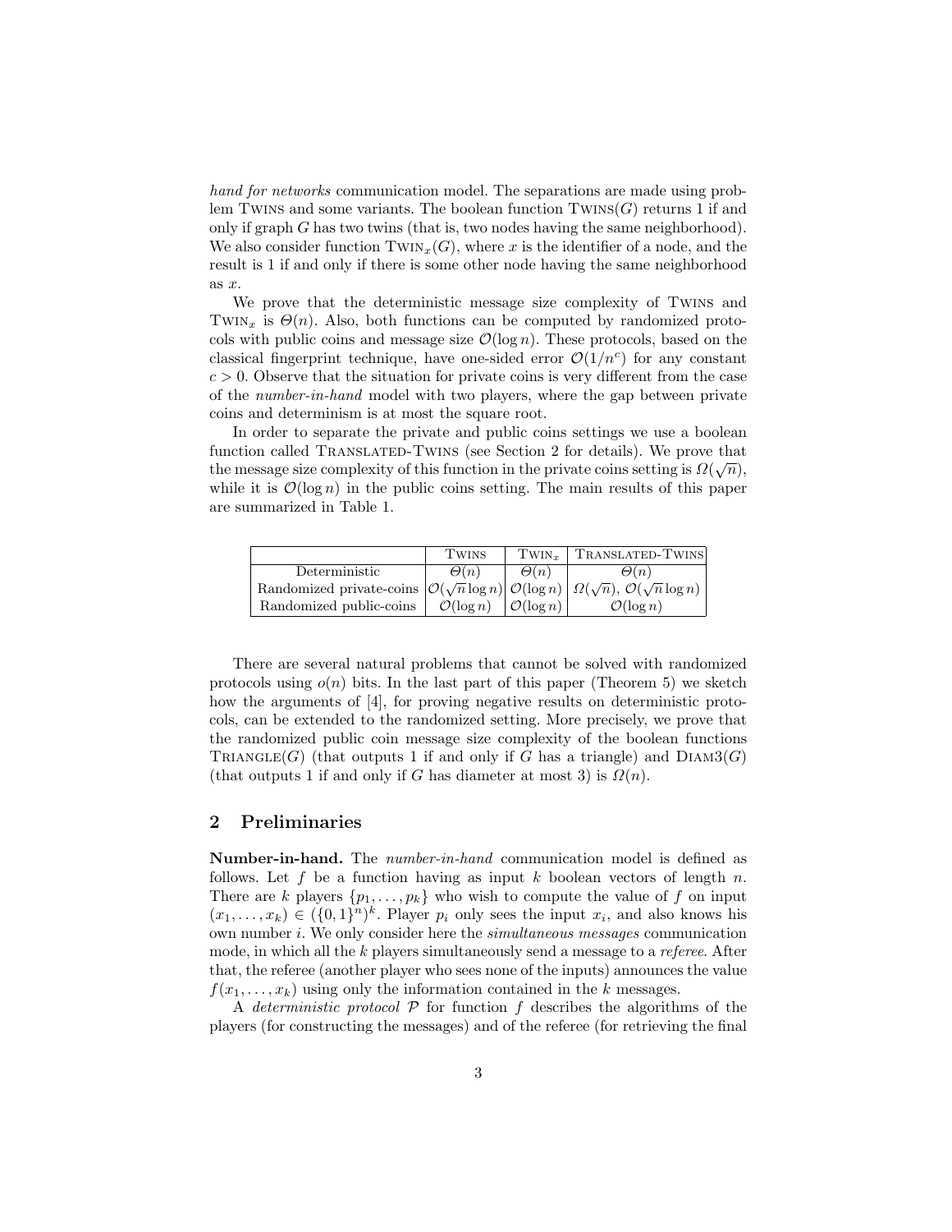*hand for networks* communication model. The separations are made using problem TWINS and some variants. The boolean function TWINS($G$) returns 1 if and only if graph $G$ has two twins (that is, two nodes having the same neighborhood). We also consider function TWIN$_x$($G$), where $x$ is the identifier of a node, and the result is 1 if and only if there is some other node having the same neighborhood as $x$.

We prove that the deterministic message size complexity of TWINS and TWIN$_x$ is $\Theta(n)$. Also, both functions can be computed by randomized protocols with public coins and message size $\mathcal{O}(\log n)$. These protocols, based on the classical fingerprint technique, have one-sided error $\mathcal{O}(1/n^c)$ for any constant $c > 0$. Observe that the situation for private coins is very different from the case of the *number-in-hand* model with two players, where the gap between private coins and determinism is at most the square root.

In order to separate the private and public coins settings we use a boolean function called TRANSLATED-TWINS (see Section 2 for details). We prove that the message size complexity of this function in the private coins setting is $\Omega(\sqrt{n})$, while it is $\mathcal{O}(\log n)$ in the public coins setting. The main results of this paper are summarized in Table 1.

| | TWINS | TWIN$_x$ | TRANSLATED-TWINS |
|---|---|---|---|
| Deterministic | $\Theta(n)$ | $\Theta(n)$ | $\Theta(n)$ |
| Randomized private-coins | $\mathcal{O}(\sqrt{n}\log n)$ | $\mathcal{O}(\log n)$ | $\Omega(\sqrt{n})$, $\mathcal{O}(\sqrt{n}\log n)$ |
| Randomized public-coins | $\mathcal{O}(\log n)$ | $\mathcal{O}(\log n)$ | $\mathcal{O}(\log n)$ |

There are several natural problems that cannot be solved with randomized protocols using $o(n)$ bits. In the last part of this paper (Theorem 5) we sketch how the arguments of [4], for proving negative results on deterministic protocols, can be extended to the randomized setting. More precisely, we prove that the randomized public coin message size complexity of the boolean functions TRIANGLE($G$) (that outputs 1 if and only if $G$ has a triangle) and DIAM3($G$) (that outputs 1 if and only if $G$ has diameter at most 3) is $\Omega(n)$.

## 2 Preliminaries

**Number-in-hand.** The *number-in-hand* communication model is defined as follows. Let $f$ be a function having as input $k$ boolean vectors of length $n$. There are $k$ players $\{p_1, \dots, p_k\}$ who wish to compute the value of $f$ on input $(x_1, \dots, x_k) \in (\{0,1\}^n)^k$. Player $p_i$ only sees the input $x_i$, and also knows his own number $i$. We only consider here the *simultaneous messages* communication mode, in which all the $k$ players simultaneously send a message to a *referee*. After that, the referee (another player who sees none of the inputs) announces the value $f(x_1, \dots, x_k)$ using only the information contained in the $k$ messages.

A *deterministic protocol* $\mathcal{P}$ for function $f$ describes the algorithms of the players (for constructing the messages) and of the referee (for retrieving the final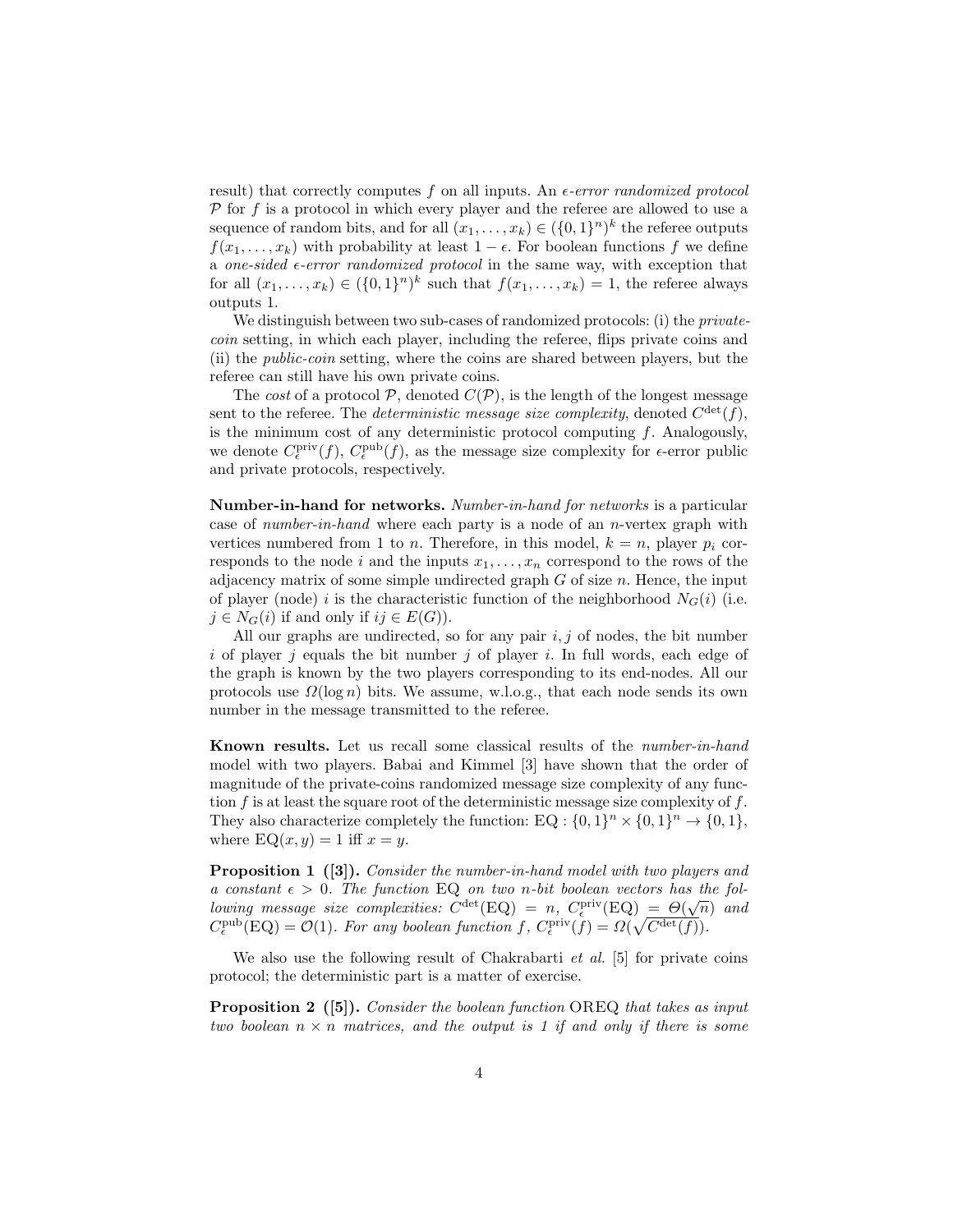result) that correctly computes $f$ on all inputs. An *$\epsilon$-error randomized protocol* $\mathcal{P}$ for $f$ is a protocol in which every player and the referee are allowed to use a sequence of random bits, and for all $(x_1, \ldots, x_k) \in (\{0,1\}^n)^k$ the referee outputs $f(x_1, \ldots, x_k)$ with probability at least $1 - \epsilon$. For boolean functions $f$ we define a *one-sided $\epsilon$-error randomized protocol* in the same way, with exception that for all $(x_1, \ldots, x_k) \in (\{0,1\}^n)^k$ such that $f(x_1, \ldots, x_k) = 1$, the referee always outputs 1.

We distinguish between two sub-cases of randomized protocols: (i) the *private-coin* setting, in which each player, including the referee, flips private coins and (ii) the *public-coin* setting, where the coins are shared between players, but the referee can still have his own private coins.

The *cost* of a protocol $\mathcal{P}$, denoted $C(\mathcal{P})$, is the length of the longest message sent to the referee. The *deterministic message size complexity*, denoted $C^{\text{det}}(f)$, is the minimum cost of any deterministic protocol computing $f$. Analogously, we denote $C^{\text{priv}}_{\epsilon}(f)$, $C^{\text{pub}}_{\epsilon}(f)$, as the message size complexity for $\epsilon$-error public and private protocols, respectively.

**Number-in-hand for networks.** *Number-in-hand for networks* is a particular case of *number-in-hand* where each party is a node of an $n$-vertex graph with vertices numbered from 1 to $n$. Therefore, in this model, $k = n$, player $p_i$ corresponds to the node $i$ and the inputs $x_1, \ldots, x_n$ correspond to the rows of the adjacency matrix of some simple undirected graph $G$ of size $n$. Hence, the input of player (node) $i$ is the characteristic function of the neighborhood $N_G(i)$ (i.e. $j \in N_G(i)$ if and only if $ij \in E(G)$).

All our graphs are undirected, so for any pair $i, j$ of nodes, the bit number $i$ of player $j$ equals the bit number $j$ of player $i$. In full words, each edge of the graph is known by the two players corresponding to its end-nodes. All our protocols use $\Omega(\log n)$ bits. We assume, w.l.o.g., that each node sends its own number in the message transmitted to the referee.

**Known results.** Let us recall some classical results of the *number-in-hand* model with two players. Babai and Kimmel [3] have shown that the order of magnitude of the private-coins randomized message size complexity of any function $f$ is at least the square root of the deterministic message size complexity of $f$. They also characterize completely the function: $\text{EQ} : \{0,1\}^n \times \{0,1\}^n \to \{0,1\}$, where $\text{EQ}(x, y) = 1$ iff $x = y$.

**Proposition 1 ([3]).** *Consider the number-in-hand model with two players and a constant $\epsilon > 0$. The function* EQ *on two $n$-bit boolean vectors has the following message size complexities: $C^{\text{det}}(\text{EQ}) = n$, $C^{\text{priv}}_{\epsilon}(\text{EQ}) = \Theta(\sqrt{n})$ and $C^{\text{pub}}_{\epsilon}(\text{EQ}) = \mathcal{O}(1)$. For any boolean function $f$, $C^{\text{priv}}_{\epsilon}(f) = \Omega(\sqrt{C^{\text{det}}(f)})$.*

We also use the following result of Chakrabarti *et al.* [5] for private coins protocol; the deterministic part is a matter of exercise.

**Proposition 2 ([5]).** *Consider the boolean function* OREQ *that takes as input two boolean $n \times n$ matrices, and the output is 1 if and only if there is some*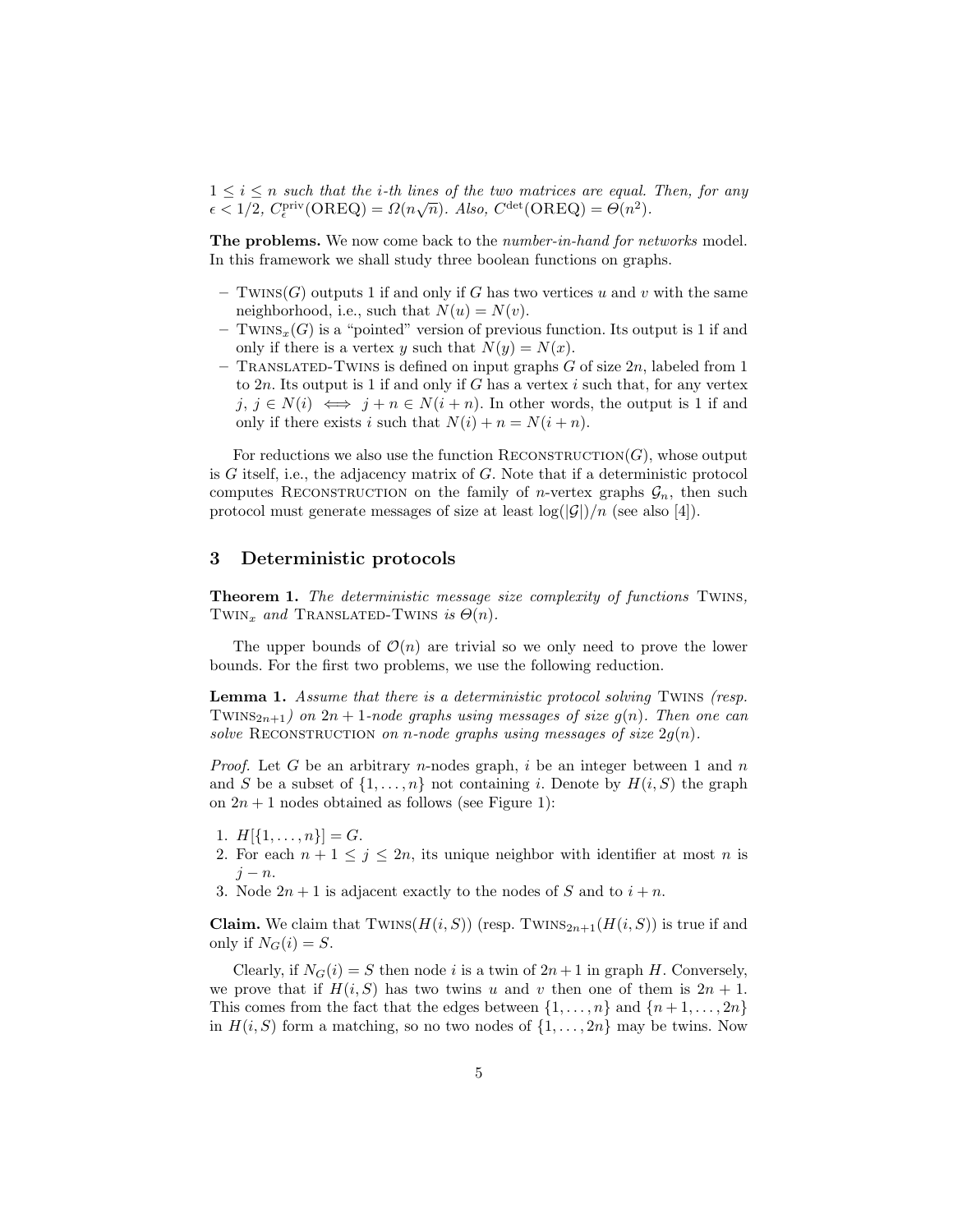*$1 \leq i \leq n$ such that the $i$-th lines of the two matrices are equal. Then, for any $\epsilon < 1/2$, $C_\epsilon^{\mathrm{priv}}(\mathrm{OREQ}) = \Omega(n\sqrt{n})$. Also, $C^{\mathrm{det}}(\mathrm{OREQ}) = \Theta(n^2)$.*

**The problems.** We now come back to the *number-in-hand for networks* model. In this framework we shall study three boolean functions on graphs.

- Twins($G$) outputs 1 if and only if $G$ has two vertices $u$ and $v$ with the same neighborhood, i.e., such that $N(u) = N(v)$.
- Twins$_x$($G$) is a "pointed" version of previous function. Its output is 1 if and only if there is a vertex $y$ such that $N(y) = N(x)$.
- Translated-Twins is defined on input graphs $G$ of size $2n$, labeled from 1 to $2n$. Its output is 1 if and only if $G$ has a vertex $i$ such that, for any vertex $j$, $j \in N(i) \iff j + n \in N(i + n)$. In other words, the output is 1 if and only if there exists $i$ such that $N(i) + n = N(i + n)$.

For reductions we also use the function Reconstruction($G$), whose output is $G$ itself, i.e., the adjacency matrix of $G$. Note that if a deterministic protocol computes Reconstruction on the family of $n$-vertex graphs $\mathcal{G}_n$, then such protocol must generate messages of size at least $\log(|\mathcal{G}|)/n$ (see also [4]).

## 3 Deterministic protocols

**Theorem 1.** *The deterministic message size complexity of functions* Twins*,* Twin$_x$ *and* Translated-Twins *is $\Theta(n)$.*

The upper bounds of $\mathcal{O}(n)$ are trivial so we only need to prove the lower bounds. For the first two problems, we use the following reduction.

**Lemma 1.** *Assume that there is a deterministic protocol solving* Twins *(resp.* Twins$_{2n+1}$*) on $2n+1$-node graphs using messages of size $g(n)$. Then one can solve* Reconstruction *on $n$-node graphs using messages of size $2g(n)$.*

*Proof.* Let $G$ be an arbitrary $n$-nodes graph, $i$ be an integer between 1 and $n$ and $S$ be a subset of $\{1, \ldots, n\}$ not containing $i$. Denote by $H(i, S)$ the graph on $2n + 1$ nodes obtained as follows (see Figure 1):

1. $H[\{1, \ldots, n\}] = G$.
2. For each $n + 1 \leq j \leq 2n$, its unique neighbor with identifier at most $n$ is $j - n$.
3. Node $2n + 1$ is adjacent exactly to the nodes of $S$ and to $i + n$.

**Claim.** We claim that Twins($H(i, S)$) (resp. Twins$_{2n+1}$($H(i, S)$) is true if and only if $N_G(i) = S$.

Clearly, if $N_G(i) = S$ then node $i$ is a twin of $2n+1$ in graph $H$. Conversely, we prove that if $H(i, S)$ has two twins $u$ and $v$ then one of them is $2n + 1$. This comes from the fact that the edges between $\{1, \ldots, n\}$ and $\{n+1, \ldots, 2n\}$ in $H(i, S)$ form a matching, so no two nodes of $\{1, \ldots, 2n\}$ may be twins. Now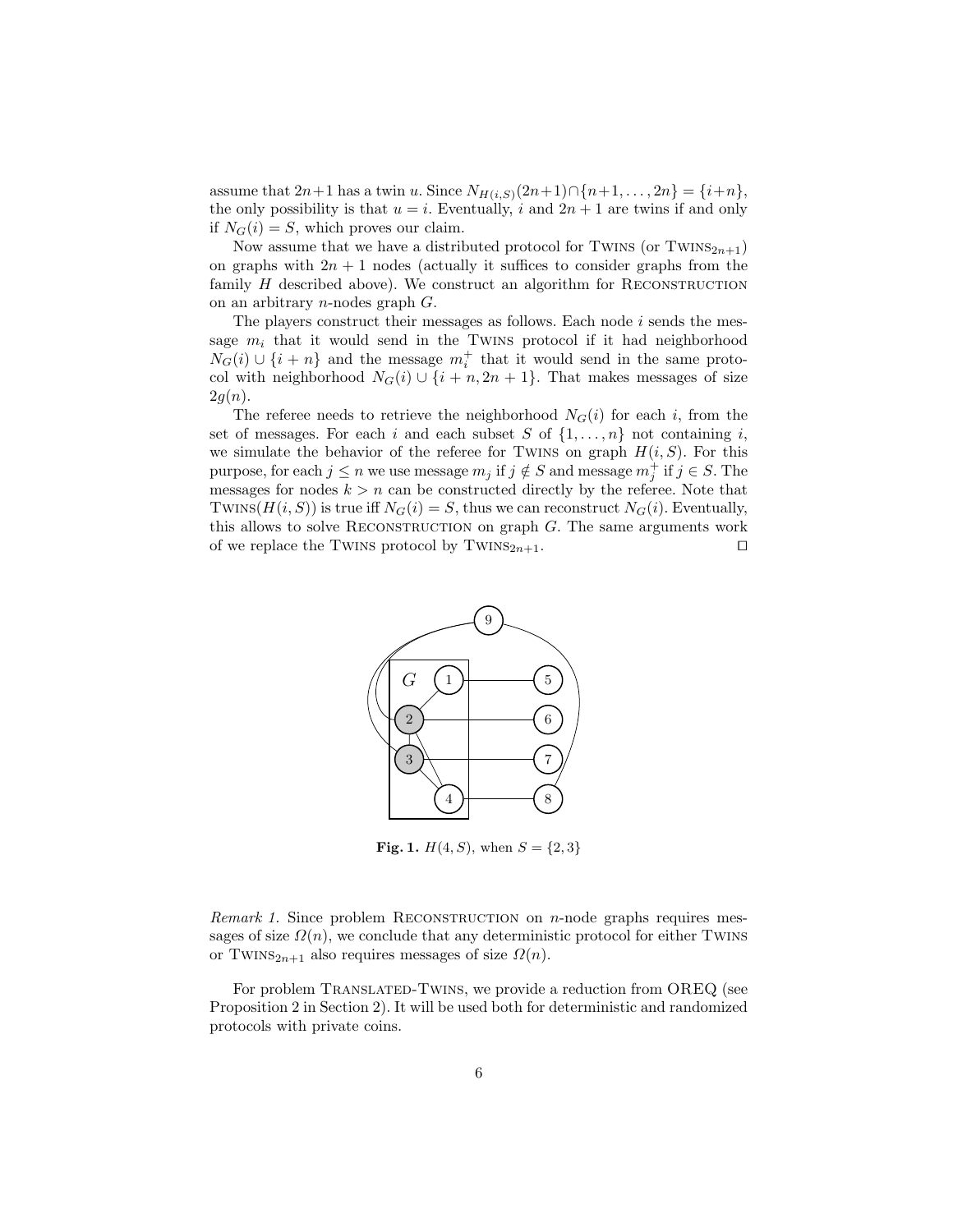assume that $2n+1$ has a twin $u$. Since $N_{H(i,S)}(2n+1) \cap \{n+1, \dots, 2n\} = \{i+n\}$, the only possibility is that $u = i$. Eventually, $i$ and $2n+1$ are twins if and only if $N_G(i) = S$, which proves our claim.

Now assume that we have a distributed protocol for Twins (or Twins$_{2n+1}$) on graphs with $2n+1$ nodes (actually it suffices to consider graphs from the family $H$ described above). We construct an algorithm for Reconstruction on an arbitrary $n$-nodes graph $G$.

The players construct their messages as follows. Each node $i$ sends the message $m_i$ that it would send in the Twins protocol if it had neighborhood $N_G(i) \cup \{i+n\}$ and the message $m_i^+$ that it would send in the same protocol with neighborhood $N_G(i) \cup \{i+n, 2n+1\}$. That makes messages of size $2g(n)$.

The referee needs to retrieve the neighborhood $N_G(i)$ for each $i$, from the set of messages. For each $i$ and each subset $S$ of $\{1, \dots, n\}$ not containing $i$, we simulate the behavior of the referee for Twins on graph $H(i, S)$. For this purpose, for each $j \leq n$ we use message $m_j$ if $j \notin S$ and message $m_j^+$ if $j \in S$. The messages for nodes $k > n$ can be constructed directly by the referee. Note that Twins$(H(i,S))$ is true iff $N_G(i) = S$, thus we can reconstruct $N_G(i)$. Eventually, this allows to solve Reconstruction on graph $G$. The same arguments work of we replace the Twins protocol by Twins$_{2n+1}$. $\square$

**Fig. 1.** $H(4, S)$, when $S = \{2, 3\}$

*Remark 1.* Since problem Reconstruction on $n$-node graphs requires messages of size $\Omega(n)$, we conclude that any deterministic protocol for either Twins or Twins$_{2n+1}$ also requires messages of size $\Omega(n)$.

For problem Translated-Twins, we provide a reduction from OREQ (see Proposition 2 in Section 2). It will be used both for deterministic and randomized protocols with private coins.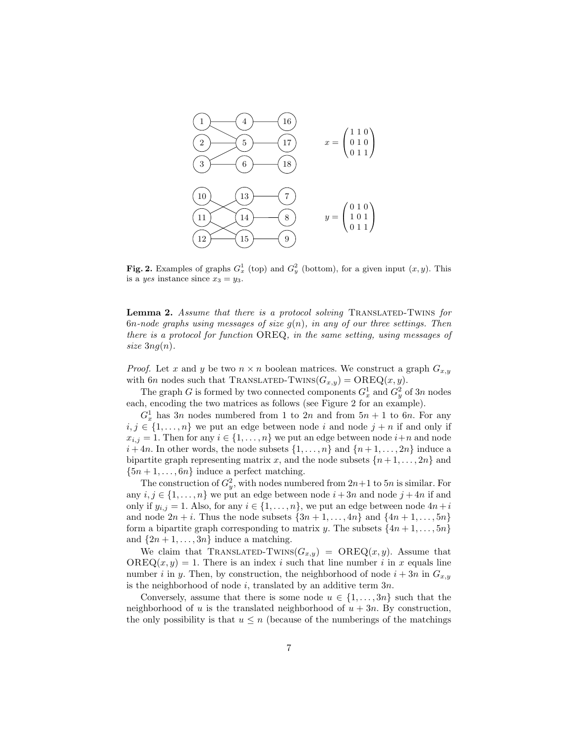$$x = \begin{pmatrix} 1 & 1 & 0 \\ 0 & 1 & 0 \\ 0 & 1 & 1 \end{pmatrix}$$

$$y = \begin{pmatrix} 0 & 1 & 0 \\ 1 & 0 & 1 \\ 0 & 1 & 1 \end{pmatrix}$$

**Fig. 2.** Examples of graphs $G_x^1$ (top) and $G_y^2$ (bottom), for a given input $(x, y)$. This is a *yes* instance since $x_3 = y_3$.

**Lemma 2.** *Assume that there is a protocol solving* Translated-Twins *for* $6n$*-node graphs using messages of size* $g(n)$*, in any of our three settings. Then there is a protocol for function* OREQ*, in the same setting, using messages of size* $3ng(n)$*.*

*Proof.* Let $x$ and $y$ be two $n \times n$ boolean matrices. We construct a graph $G_{x,y}$ with $6n$ nodes such that $\text{Translated-Twins}(G_{x,y}) = \text{OREQ}(x, y)$.

The graph $G$ is formed by two connected components $G_x^1$ and $G_y^2$ of $3n$ nodes each, encoding the two matrices as follows (see Figure 2 for an example).

$G_x^1$ has $3n$ nodes numbered from 1 to $2n$ and from $5n + 1$ to $6n$. For any $i, j \in \{1, \dots, n\}$ we put an edge between node $i$ and node $j + n$ if and only if $x_{i,j} = 1$. Then for any $i \in \{1, \dots, n\}$ we put an edge between node $i+n$ and node $i + 4n$. In other words, the node subsets $\{1, \dots, n\}$ and $\{n + 1, \dots, 2n\}$ induce a bipartite graph representing matrix $x$, and the node subsets $\{n+1, \dots, 2n\}$ and $\{5n + 1, \dots, 6n\}$ induce a perfect matching.

The construction of $G_y^2$, with nodes numbered from $2n+1$ to $5n$ is similar. For any $i, j \in \{1, \dots, n\}$ we put an edge between node $i + 3n$ and node $j + 4n$ if and only if $y_{i,j} = 1$. Also, for any $i \in \{1, \dots, n\}$, we put an edge between node $4n+i$ and node $2n + i$. Thus the node subsets $\{3n + 1, \dots, 4n\}$ and $\{4n + 1, \dots, 5n\}$ form a bipartite graph corresponding to matrix $y$. The subsets $\{4n + 1, \dots, 5n\}$ and $\{2n + 1, \dots, 3n\}$ induce a matching.

We claim that $\text{Translated-Twins}(G_{x,y}) = \text{OREQ}(x, y)$. Assume that $\text{OREQ}(x, y) = 1$. There is an index $i$ such that line number $i$ in $x$ equals line number $i$ in $y$. Then, by construction, the neighborhood of node $i + 3n$ in $G_{x,y}$ is the neighborhood of node $i$, translated by an additive term $3n$.

Conversely, assume that there is some node $u \in \{1, \dots, 3n\}$ such that the neighborhood of $u$ is the translated neighborhood of $u + 3n$. By construction, the only possibility is that $u \leq n$ (because of the numberings of the matchings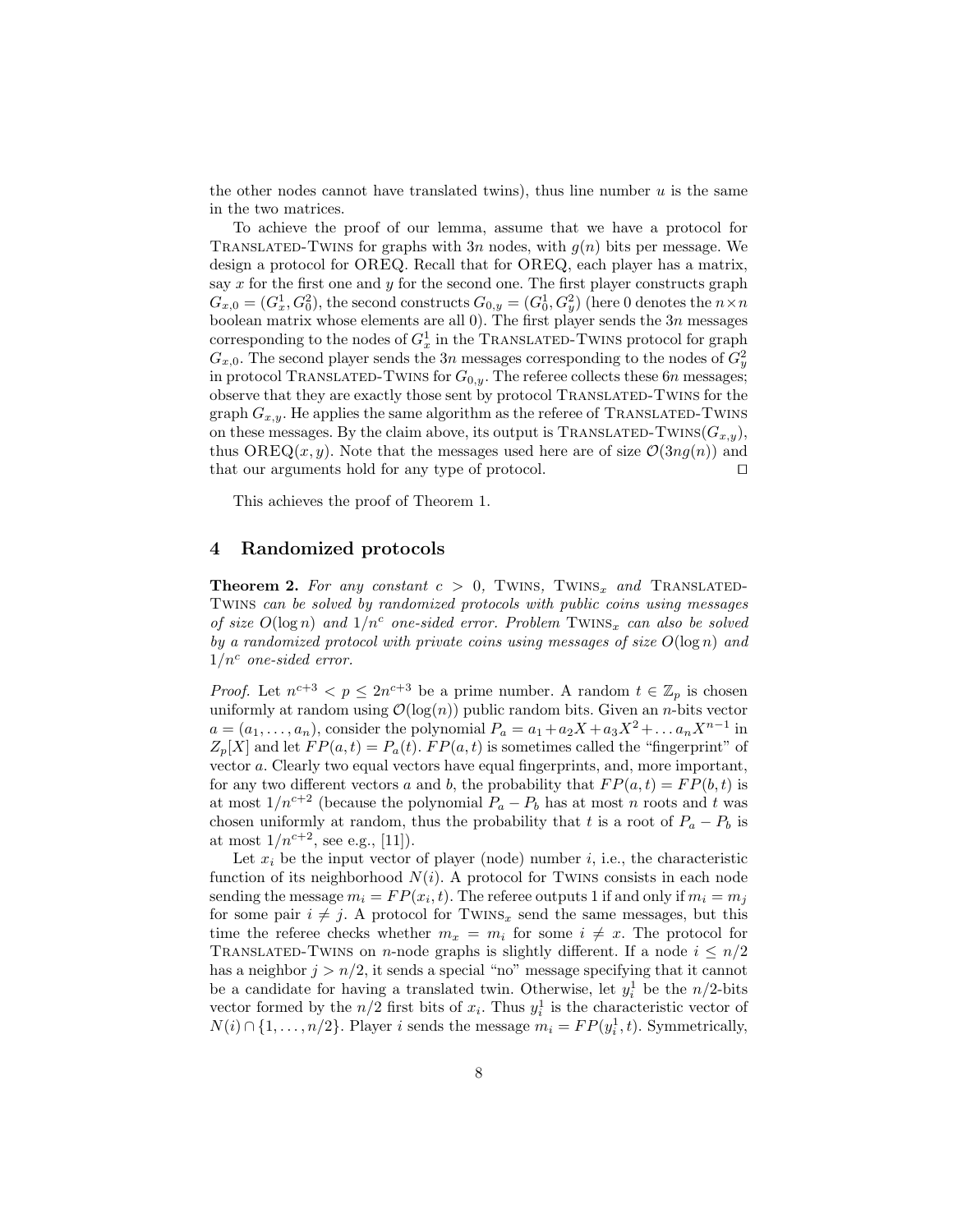the other nodes cannot have translated twins), thus line number $u$ is the same in the two matrices.

To achieve the proof of our lemma, assume that we have a protocol for Translated-Twins for graphs with $3n$ nodes, with $g(n)$ bits per message. We design a protocol for OREQ. Recall that for OREQ, each player has a matrix, say $x$ for the first one and $y$ for the second one. The first player constructs graph $G_{x,0} = (G_x^1, G_0^2)$, the second constructs $G_{0,y} = (G_0^1, G_y^2)$ (here 0 denotes the $n \times n$ boolean matrix whose elements are all 0). The first player sends the $3n$ messages corresponding to the nodes of $G_x^1$ in the Translated-Twins protocol for graph $G_{x,0}$. The second player sends the $3n$ messages corresponding to the nodes of $G_y^2$ in protocol Translated-Twins for $G_{0,y}$. The referee collects these $6n$ messages; observe that they are exactly those sent by protocol Translated-Twins for the graph $G_{x,y}$. He applies the same algorithm as the referee of Translated-Twins on these messages. By the claim above, its output is Translated-Twins($G_{x,y}$), thus OREQ($x, y$). Note that the messages used here are of size $\mathcal{O}(3ng(n))$ and that our arguments hold for any type of protocol. ◻

This achieves the proof of Theorem 1.

## 4 Randomized protocols

**Theorem 2.** *For any constant $c > 0$, Twins, Twins$_x$ and Translated-Twins can be solved by randomized protocols with public coins using messages of size $O(\log n)$ and $1/n^c$ one-sided error. Problem Twins$_x$ can also be solved by a randomized protocol with private coins using messages of size $O(\log n)$ and $1/n^c$ one-sided error.*

*Proof.* Let $n^{c+3} < p \leq 2n^{c+3}$ be a prime number. A random $t \in \mathbb{Z}_p$ is chosen uniformly at random using $\mathcal{O}(\log(n))$ public random bits. Given an $n$-bits vector $a = (a_1, \dots, a_n)$, consider the polynomial $P_a = a_1 + a_2 X + a_3 X^2 + \dots a_n X^{n-1}$ in $Z_p[X]$ and let $FP(a, t) = P_a(t)$. $FP(a, t)$ is sometimes called the "fingerprint" of vector $a$. Clearly two equal vectors have equal fingerprints, and, more important, for any two different vectors $a$ and $b$, the probability that $FP(a, t) = FP(b, t)$ is at most $1/n^{c+2}$ (because the polynomial $P_a - P_b$ has at most $n$ roots and $t$ was chosen uniformly at random, thus the probability that $t$ is a root of $P_a - P_b$ is at most $1/n^{c+2}$, see e.g., [11]).

Let $x_i$ be the input vector of player (node) number $i$, i.e., the characteristic function of its neighborhood $N(i)$. A protocol for Twins consists in each node sending the message $m_i = FP(x_i, t)$. The referee outputs 1 if and only if $m_i = m_j$ for some pair $i \neq j$. A protocol for Twins$_x$ send the same messages, but this time the referee checks whether $m_x = m_i$ for some $i \neq x$. The protocol for Translated-Twins on $n$-node graphs is slightly different. If a node $i \leq n/2$ has a neighbor $j > n/2$, it sends a special "no" message specifying that it cannot be a candidate for having a translated twin. Otherwise, let $y_i^1$ be the $n/2$-bits vector formed by the $n/2$ first bits of $x_i$. Thus $y_i^1$ is the characteristic vector of $N(i) \cap \{1, \dots, n/2\}$. Player $i$ sends the message $m_i = FP(y_i^1, t)$. Symmetrically,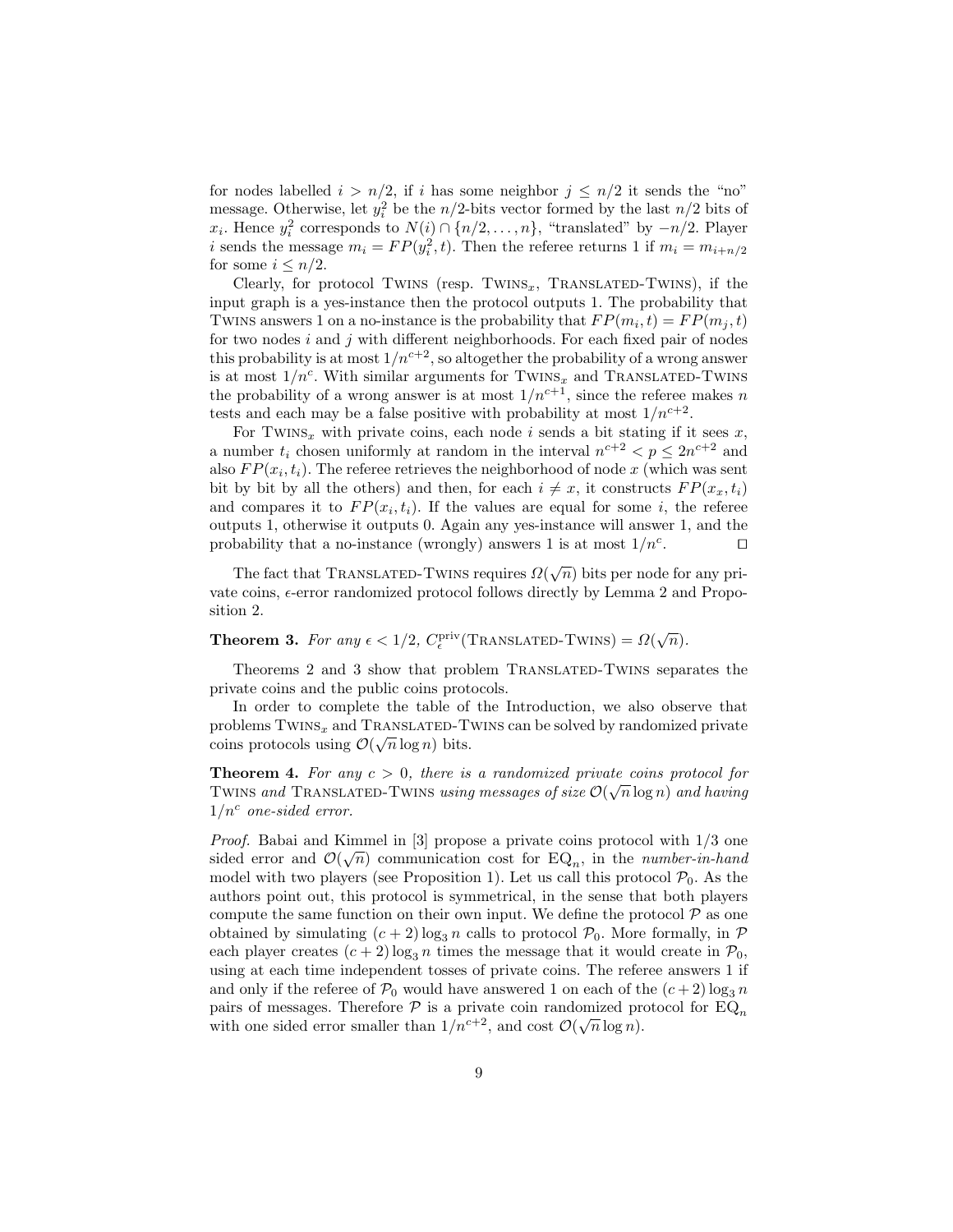for nodes labelled $i > n/2$, if $i$ has some neighbor $j \leq n/2$ it sends the "no" message. Otherwise, let $y_i^2$ be the $n/2$-bits vector formed by the last $n/2$ bits of $x_i$. Hence $y_i^2$ corresponds to $N(i) \cap \{n/2, \ldots, n\}$, "translated" by $-n/2$. Player $i$ sends the message $m_i = FP(y_i^2, t)$. Then the referee returns 1 if $m_i = m_{i+n/2}$ for some $i \leq n/2$.

Clearly, for protocol Twins (resp. $\text{Twins}_x$, Translated-Twins), if the input graph is a yes-instance then the protocol outputs 1. The probability that Twins answers 1 on a no-instance is the probability that $FP(m_i, t) = FP(m_j, t)$ for two nodes $i$ and $j$ with different neighborhoods. For each fixed pair of nodes this probability is at most $1/n^{c+2}$, so altogether the probability of a wrong answer is at most $1/n^c$. With similar arguments for $\text{Twins}_x$ and Translated-Twins the probability of a wrong answer is at most $1/n^{c+1}$, since the referee makes $n$ tests and each may be a false positive with probability at most $1/n^{c+2}$.

For $\text{Twins}_x$ with private coins, each node $i$ sends a bit stating if it sees $x$, a number $t_i$ chosen uniformly at random in the interval $n^{c+2} < p \leq 2n^{c+2}$ and also $FP(x_i, t_i)$. The referee retrieves the neighborhood of node $x$ (which was sent bit by bit by all the others) and then, for each $i \neq x$, it constructs $FP(x_x, t_i)$ and compares it to $FP(x_i, t_i)$. If the values are equal for some $i$, the referee outputs 1, otherwise it outputs 0. Again any yes-instance will answer 1, and the probability that a no-instance (wrongly) answers 1 is at most $1/n^c$. ☐

The fact that Translated-Twins requires $\Omega(\sqrt{n})$ bits per node for any private coins, $\epsilon$-error randomized protocol follows directly by Lemma 2 and Proposition 2.

**Theorem 3.** *For any $\epsilon < 1/2$, $C_\epsilon^{\text{priv}}(\text{Translated-Twins}) = \Omega(\sqrt{n})$.*

Theorems 2 and 3 show that problem Translated-Twins separates the private coins and the public coins protocols.

In order to complete the table of the Introduction, we also observe that problems $\text{Twins}_x$ and Translated-Twins can be solved by randomized private coins protocols using $\mathcal{O}(\sqrt{n}\log n)$ bits.

**Theorem 4.** *For any $c > 0$, there is a randomized private coins protocol for Twins and Translated-Twins using messages of size $\mathcal{O}(\sqrt{n}\log n)$ and having $1/n^c$ one-sided error.*

*Proof.* Babai and Kimmel in [3] propose a private coins protocol with $1/3$ one sided error and $\mathcal{O}(\sqrt{n})$ communication cost for $\text{EQ}_n$, in the *number-in-hand* model with two players (see Proposition 1). Let us call this protocol $\mathcal{P}_0$. As the authors point out, this protocol is symmetrical, in the sense that both players compute the same function on their own input. We define the protocol $\mathcal{P}$ as one obtained by simulating $(c+2)\log_3 n$ calls to protocol $\mathcal{P}_0$. More formally, in $\mathcal{P}$ each player creates $(c+2)\log_3 n$ times the message that it would create in $\mathcal{P}_0$, using at each time independent tosses of private coins. The referee answers 1 if and only if the referee of $\mathcal{P}_0$ would have answered 1 on each of the $(c+2)\log_3 n$ pairs of messages. Therefore $\mathcal{P}$ is a private coin randomized protocol for $\text{EQ}_n$ with one sided error smaller than $1/n^{c+2}$, and cost $\mathcal{O}(\sqrt{n}\log n)$.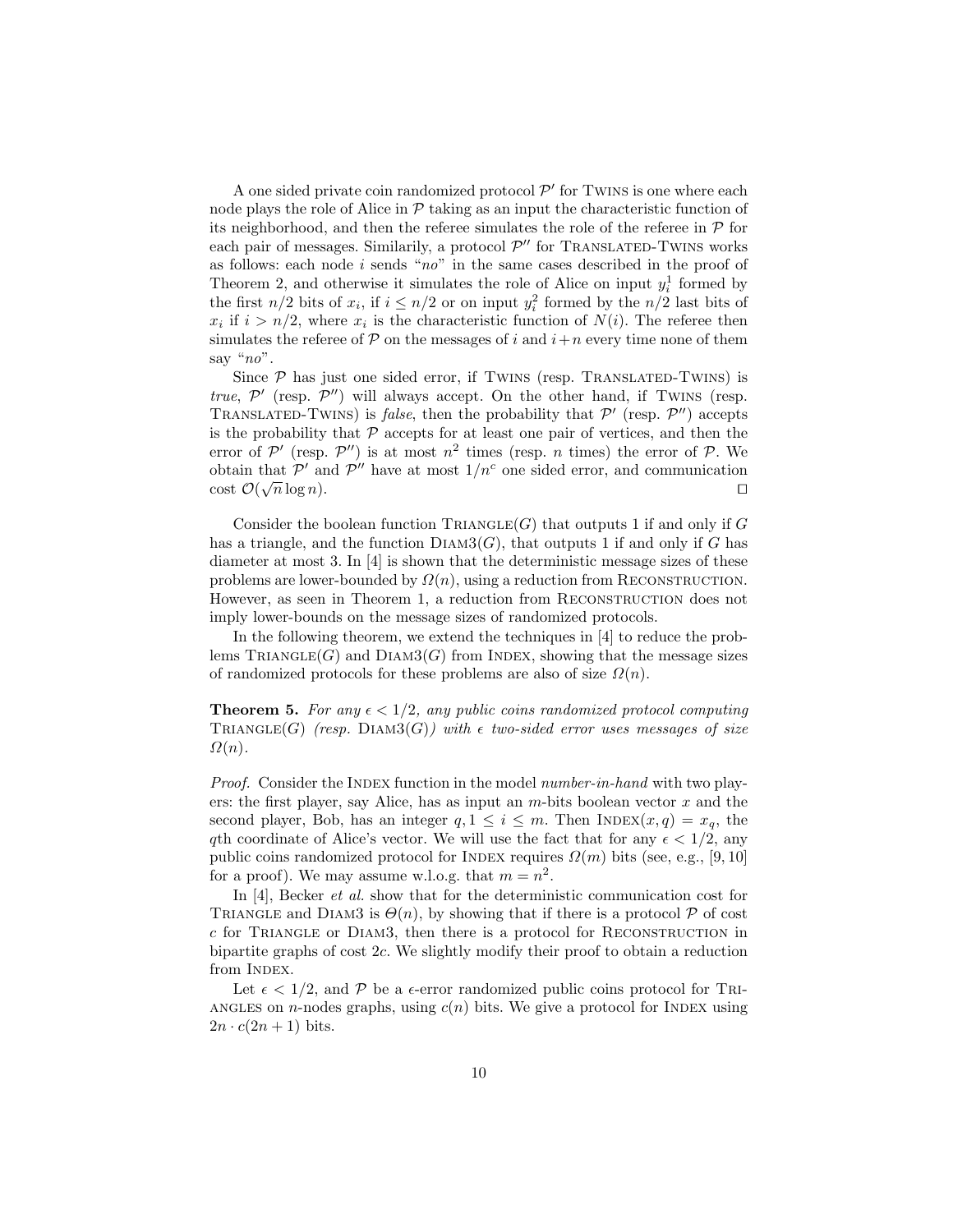A one sided private coin randomized protocol $\mathcal{P}'$ for Twins is one where each node plays the role of Alice in $\mathcal{P}$ taking as an input the characteristic function of its neighborhood, and then the referee simulates the role of the referee in $\mathcal{P}$ for each pair of messages. Similarily, a protocol $\mathcal{P}''$ for Translated-Twins works as follows: each node $i$ sends "*no*" in the same cases described in the proof of Theorem 2, and otherwise it simulates the role of Alice on input $y_i^1$ formed by the first $n/2$ bits of $x_i$, if $i \leq n/2$ or on input $y_i^2$ formed by the $n/2$ last bits of $x_i$ if $i > n/2$, where $x_i$ is the characteristic function of $N(i)$. The referee then simulates the referee of $\mathcal{P}$ on the messages of $i$ and $i+n$ every time none of them say "*no*".

Since $\mathcal{P}$ has just one sided error, if Twins (resp. Translated-Twins) is *true*, $\mathcal{P}'$ (resp. $\mathcal{P}''$) will always accept. On the other hand, if Twins (resp. Translated-Twins) is *false*, then the probability that $\mathcal{P}'$ (resp. $\mathcal{P}''$) accepts is the probability that $\mathcal{P}$ accepts for at least one pair of vertices, and then the error of $\mathcal{P}'$ (resp. $\mathcal{P}''$) is at most $n^2$ times (resp. $n$ times) the error of $\mathcal{P}$. We obtain that $\mathcal{P}'$ and $\mathcal{P}''$ have at most $1/n^c$ one sided error, and communication cost $\mathcal{O}(\sqrt{n}\log n)$. □

Consider the boolean function Triangle($G$) that outputs 1 if and only if $G$ has a triangle, and the function Diam3($G$), that outputs 1 if and only if $G$ has diameter at most 3. In [4] is shown that the deterministic message sizes of these problems are lower-bounded by $\Omega(n)$, using a reduction from Reconstruction. However, as seen in Theorem 1, a reduction from Reconstruction does not imply lower-bounds on the message sizes of randomized protocols.

In the following theorem, we extend the techniques in [4] to reduce the problems Triangle($G$) and Diam3($G$) from Index, showing that the message sizes of randomized protocols for these problems are also of size $\Omega(n)$.

**Theorem 5.** *For any $\epsilon < 1/2$, any public coins randomized protocol computing* Triangle($G$) *(resp.* Diam3($G$)*) with $\epsilon$ two-sided error uses messages of size $\Omega(n)$.*

*Proof.* Consider the Index function in the model *number-in-hand* with two players: the first player, say Alice, has as input an $m$-bits boolean vector $x$ and the second player, Bob, has an integer $q, 1 \leq i \leq m$. Then Index$(x, q) = x_q$, the $q$th coordinate of Alice's vector. We will use the fact that for any $\epsilon < 1/2$, any public coins randomized protocol for Index requires $\Omega(m)$ bits (see, e.g., [9, 10] for a proof). We may assume w.l.o.g. that $m = n^2$.

In [4], Becker *et al.* show that for the deterministic communication cost for Triangle and Diam3 is $\Theta(n)$, by showing that if there is a protocol $\mathcal{P}$ of cost $c$ for Triangle or Diam3, then there is a protocol for Reconstruction in bipartite graphs of cost $2c$. We slightly modify their proof to obtain a reduction from Index.

Let $\epsilon < 1/2$, and $\mathcal{P}$ be a $\epsilon$-error randomized public coins protocol for Triangles on $n$-nodes graphs, using $c(n)$ bits. We give a protocol for Index using $2n \cdot c(2n + 1)$ bits.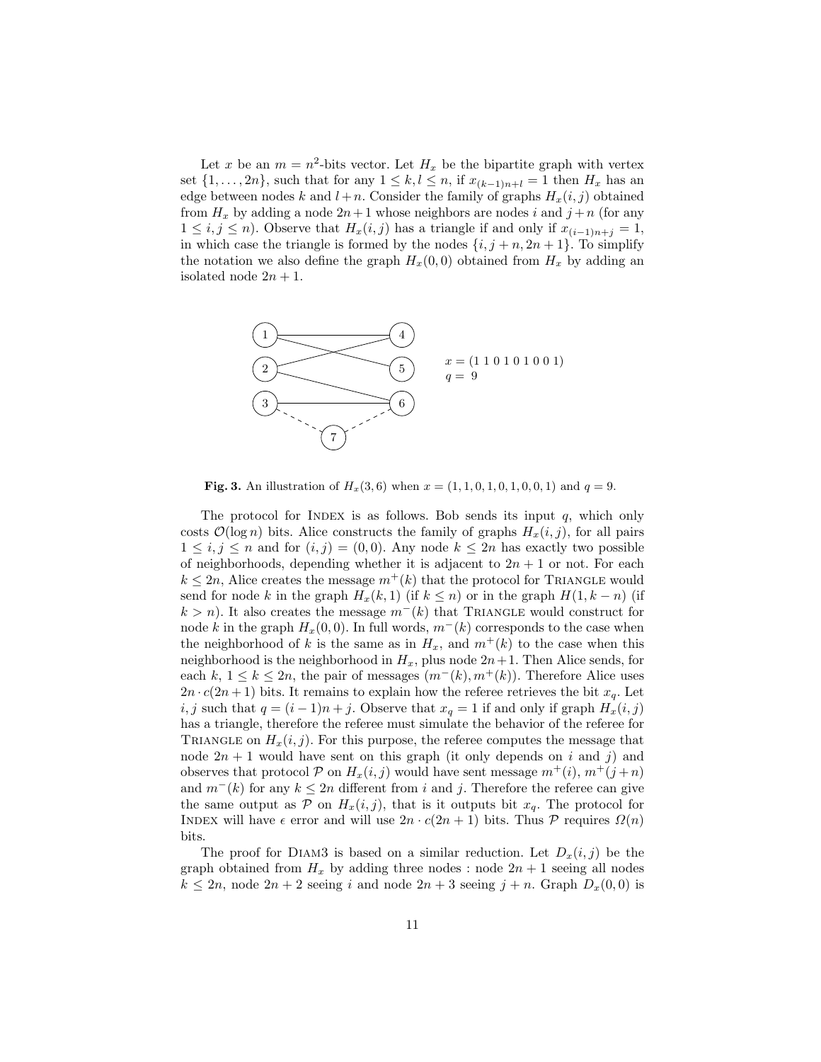Let $x$ be an $m = n^2$-bits vector. Let $H_x$ be the bipartite graph with vertex set $\{1, \ldots, 2n\}$, such that for any $1 \leq k, l \leq n$, if $x_{(k-1)n+l} = 1$ then $H_x$ has an edge between nodes $k$ and $l+n$. Consider the family of graphs $H_x(i,j)$ obtained from $H_x$ by adding a node $2n+1$ whose neighbors are nodes $i$ and $j+n$ (for any $1 \leq i, j \leq n$). Observe that $H_x(i,j)$ has a triangle if and only if $x_{(i-1)n+j} = 1$, in which case the triangle is formed by the nodes $\{i, j+n, 2n+1\}$. To simplify the notation we also define the graph $H_x(0,0)$ obtained from $H_x$ by adding an isolated node $2n+1$.

$x = (1\ 1\ 0\ 1\ 0\ 1\ 0\ 0\ 1)$
$q = 9$

**Fig. 3.** An illustration of $H_x(3,6)$ when $x = (1,1,0,1,0,1,0,0,1)$ and $q = 9$.

The protocol for Index is as follows. Bob sends its input $q$, which only costs $\mathcal{O}(\log n)$ bits. Alice constructs the family of graphs $H_x(i,j)$, for all pairs $1 \leq i, j \leq n$ and for $(i,j) = (0,0)$. Any node $k \leq 2n$ has exactly two possible of neighborhoods, depending whether it is adjacent to $2n+1$ or not. For each $k \leq 2n$, Alice creates the message $m^+(k)$ that the protocol for Triangle would send for node $k$ in the graph $H_x(k,1)$ (if $k \leq n$) or in the graph $H(1, k-n)$ (if $k > n$). It also creates the message $m^-(k)$ that Triangle would construct for node $k$ in the graph $H_x(0,0)$. In full words, $m^-(k)$ corresponds to the case when the neighborhood of $k$ is the same as in $H_x$, and $m^+(k)$ to the case when this neighborhood is the neighborhood in $H_x$, plus node $2n+1$. Then Alice sends, for each $k$, $1 \leq k \leq 2n$, the pair of messages $(m^-(k), m^+(k))$. Therefore Alice uses $2n \cdot c(2n+1)$ bits. It remains to explain how the referee retrieves the bit $x_q$. Let $i, j$ such that $q = (i-1)n + j$. Observe that $x_q = 1$ if and only if graph $H_x(i,j)$ has a triangle, therefore the referee must simulate the behavior of the referee for Triangle on $H_x(i,j)$. For this purpose, the referee computes the message that node $2n+1$ would have sent on this graph (it only depends on $i$ and $j$) and observes that protocol $\mathcal{P}$ on $H_x(i,j)$ would have sent message $m^+(i)$, $m^+(j+n)$ and $m^-(k)$ for any $k \leq 2n$ different from $i$ and $j$. Therefore the referee can give the same output as $\mathcal{P}$ on $H_x(i,j)$, that is it outputs bit $x_q$. The protocol for Index will have $\epsilon$ error and will use $2n \cdot c(2n+1)$ bits. Thus $\mathcal{P}$ requires $\Omega(n)$ bits.

The proof for Diam3 is based on a similar reduction. Let $D_x(i,j)$ be the graph obtained from $H_x$ by adding three nodes : node $2n+1$ seeing all nodes $k \leq 2n$, node $2n+2$ seeing $i$ and node $2n+3$ seeing $j+n$. Graph $D_x(0,0)$ is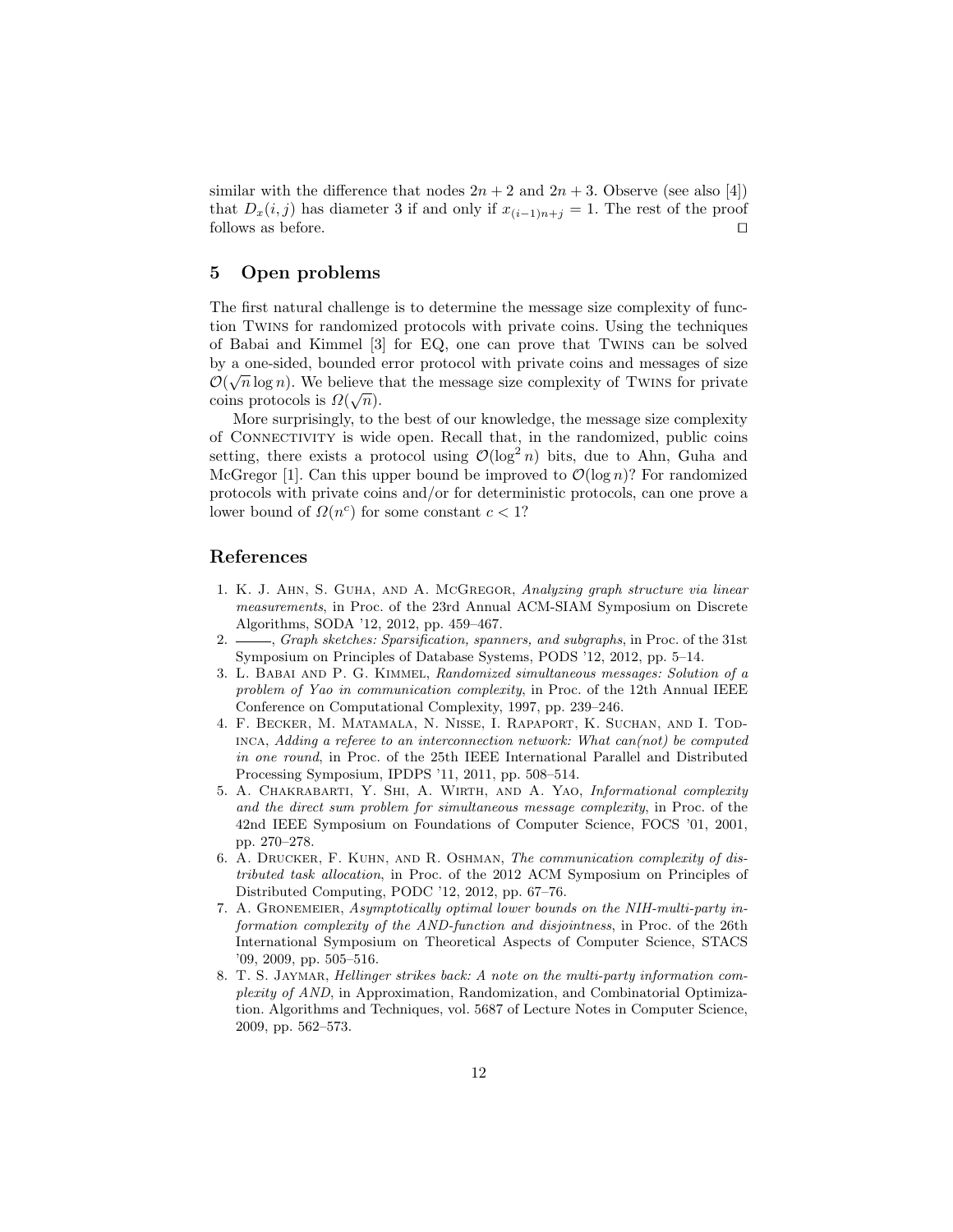similar with the difference that nodes $2n + 2$ and $2n + 3$. Observe (see also [4]) that $D_x(i, j)$ has diameter 3 if and only if $x_{(i-1)n+j} = 1$. The rest of the proof follows as before. ◻

## 5 Open problems

The first natural challenge is to determine the message size complexity of function Twins for randomized protocols with private coins. Using the techniques of Babai and Kimmel [3] for EQ, one can prove that Twins can be solved by a one-sided, bounded error protocol with private coins and messages of size $\mathcal{O}(\sqrt{n} \log n)$. We believe that the message size complexity of Twins for private coins protocols is $\Omega(\sqrt{n})$.

More surprisingly, to the best of our knowledge, the message size complexity of Connectivity is wide open. Recall that, in the randomized, public coins setting, there exists a protocol using $\mathcal{O}(\log^2 n)$ bits, due to Ahn, Guha and McGregor [1]. Can this upper bound be improved to $\mathcal{O}(\log n)$? For randomized protocols with private coins and/or for deterministic protocols, can one prove a lower bound of $\Omega(n^c)$ for some constant $c < 1$?

## References

1. K. J. Ahn, S. Guha, and A. McGregor, *Analyzing graph structure via linear measurements*, in Proc. of the 23rd Annual ACM-SIAM Symposium on Discrete Algorithms, SODA '12, 2012, pp. 459–467.
2. ———, *Graph sketches: Sparsification, spanners, and subgraphs*, in Proc. of the 31st Symposium on Principles of Database Systems, PODS '12, 2012, pp. 5–14.
3. L. Babai and P. G. Kimmel, *Randomized simultaneous messages: Solution of a problem of Yao in communication complexity*, in Proc. of the 12th Annual IEEE Conference on Computational Complexity, 1997, pp. 239–246.
4. F. Becker, M. Matamala, N. Nisse, I. Rapaport, K. Suchan, and I. Todinca, *Adding a referee to an interconnection network: What can(not) be computed in one round*, in Proc. of the 25th IEEE International Parallel and Distributed Processing Symposium, IPDPS '11, 2011, pp. 508–514.
5. A. Chakrabarti, Y. Shi, A. Wirth, and A. Yao, *Informational complexity and the direct sum problem for simultaneous message complexity*, in Proc. of the 42nd IEEE Symposium on Foundations of Computer Science, FOCS '01, 2001, pp. 270–278.
6. A. Drucker, F. Kuhn, and R. Oshman, *The communication complexity of distributed task allocation*, in Proc. of the 2012 ACM Symposium on Principles of Distributed Computing, PODC '12, 2012, pp. 67–76.
7. A. Gronemeier, *Asymptotically optimal lower bounds on the NIH-multi-party information complexity of the AND-function and disjointness*, in Proc. of the 26th International Symposium on Theoretical Aspects of Computer Science, STACS '09, 2009, pp. 505–516.
8. T. S. Jaymar, *Hellinger strikes back: A note on the multi-party information complexity of AND*, in Approximation, Randomization, and Combinatorial Optimization. Algorithms and Techniques, vol. 5687 of Lecture Notes in Computer Science, 2009, pp. 562–573.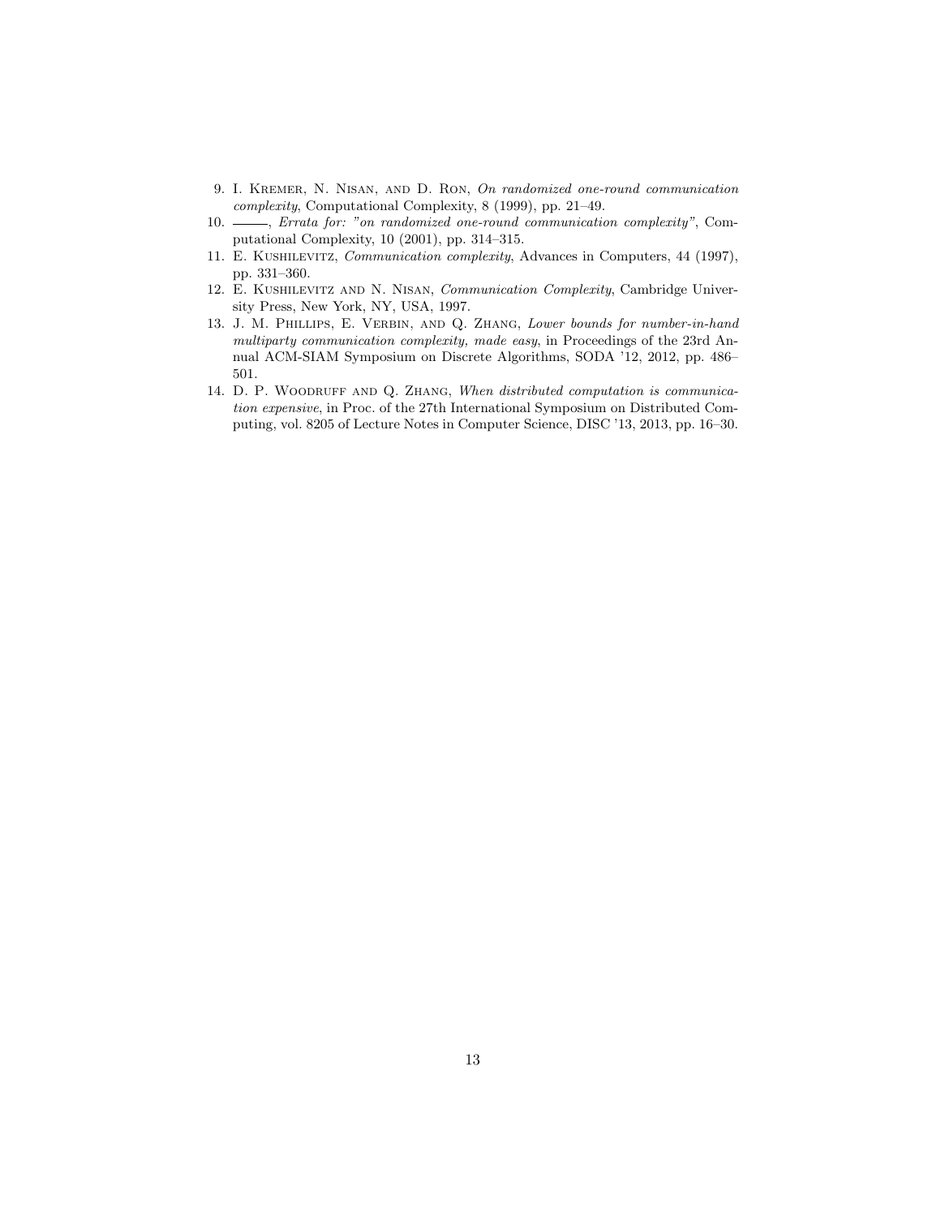9. I. Kremer, N. Nisan, and D. Ron, *On randomized one-round communication complexity*, Computational Complexity, 8 (1999), pp. 21–49.
10. ———, *Errata for: "on randomized one-round communication complexity"*, Computational Complexity, 10 (2001), pp. 314–315.
11. E. Kushilevitz, *Communication complexity*, Advances in Computers, 44 (1997), pp. 331–360.
12. E. Kushilevitz and N. Nisan, *Communication Complexity*, Cambridge University Press, New York, NY, USA, 1997.
13. J. M. Phillips, E. Verbin, and Q. Zhang, *Lower bounds for number-in-hand multiparty communication complexity, made easy*, in Proceedings of the 23rd Annual ACM-SIAM Symposium on Discrete Algorithms, SODA '12, 2012, pp. 486–501.
14. D. P. Woodruff and Q. Zhang, *When distributed computation is communication expensive*, in Proc. of the 27th International Symposium on Distributed Computing, vol. 8205 of Lecture Notes in Computer Science, DISC '13, 2013, pp. 16–30.